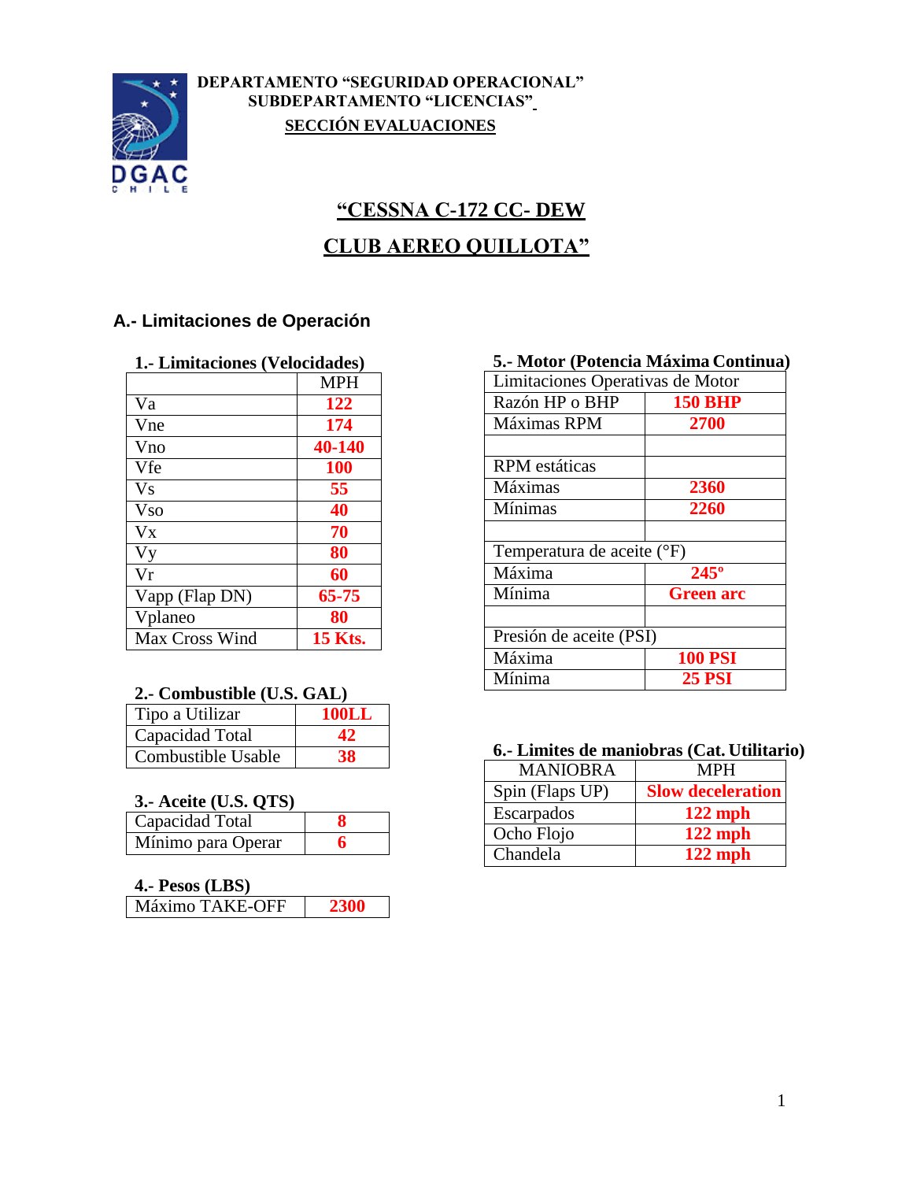**DEPARTAMENTO "SEGURIDAD OPERACIONAL"**
**SUBDEPARTAMENTO "LICENCIAS"**
**SECCIÓN EVALUACIONES**

# "CESSNA C-172 CC- DEW CLUB AEREO QUILLOTA"

## A.- Limitaciones de Operación

### 1.- Limitaciones (Velocidades)

| | MPH |
|---|---|
| Va | **122** |
| Vne | **174** |
| Vno | **40-140** |
| Vfe | **100** |
| Vs | **55** |
| Vso | **40** |
| Vx | **70** |
| Vy | **80** |
| Vr | **60** |
| Vapp (Flap DN) | **65-75** |
| Vplaneo | **80** |
| Max Cross Wind | **15 Kts.** |

### 2.- Combustible (U.S. GAL)

| | |
|---|---|
| Tipo a Utilizar | **100LL** |
| Capacidad Total | **42** |
| Combustible Usable | **38** |

### 3.- Aceite (U.S. QTS)

| | |
|---|---|
| Capacidad Total | **8** |
| Mínimo para Operar | **6** |

### 4.- Pesos (LBS)

| | |
|---|---|
| Máximo TAKE-OFF | **2300** |

### 5.- Motor (Potencia Máxima Continua)

| Limitaciones Operativas de Motor | |
|---|---|
| Razón HP o BHP | **150 BHP** |
| Máximas RPM | **2700** |
| | |
| RPM estáticas | |
| Máximas | **2360** |
| Mínimas | **2260** |
| | |
| Temperatura de aceite (°F) | |
| Máxima | **245º** |
| Mínima | **Green arc** |
| | |
| Presión de aceite (PSI) | |
| Máxima | **100 PSI** |
| Mínima | **25 PSI** |

### 6.- Limites de maniobras (Cat. Utilitario)

| MANIOBRA | MPH |
|---|---|
| Spin (Flaps UP) | **Slow deceleration** |
| Escarpados | **122 mph** |
| Ocho Flojo | **122 mph** |
| Chandela | **122 mph** |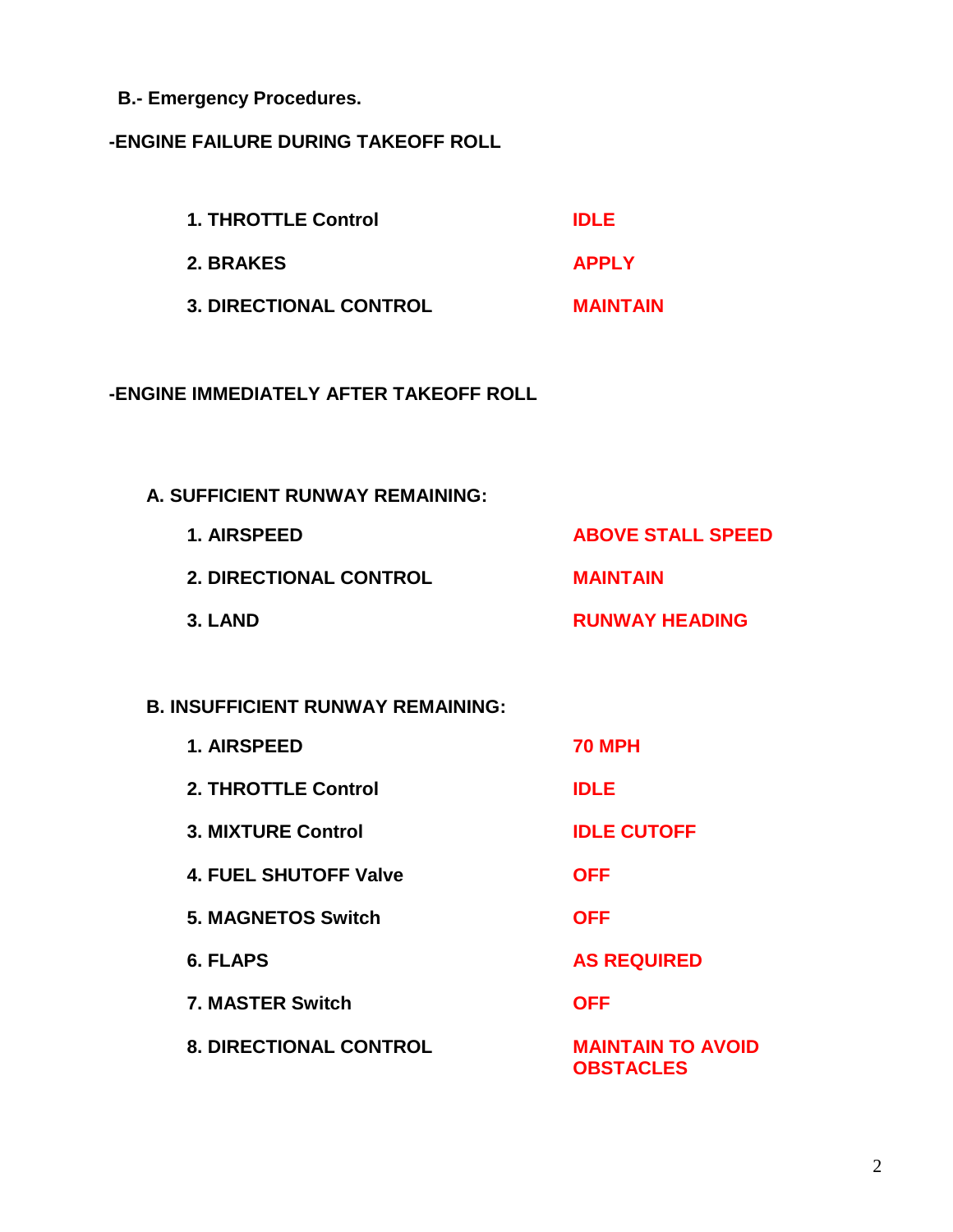**B.- Emergency Procedures.**

**-ENGINE FAILURE DURING TAKEOFF ROLL**

| | |
|---|---|
| 1. THROTTLE Control | IDLE |
| 2. BRAKES | APPLY |
| 3. DIRECTIONAL CONTROL | MAINTAIN |

**-ENGINE IMMEDIATELY AFTER TAKEOFF ROLL**

**A. SUFFICIENT RUNWAY REMAINING:**

| | |
|---|---|
| 1. AIRSPEED | ABOVE STALL SPEED |
| 2. DIRECTIONAL CONTROL | MAINTAIN |
| 3. LAND | RUNWAY HEADING |

**B. INSUFFICIENT RUNWAY REMAINING:**

| | |
|---|---|
| 1. AIRSPEED | 70 MPH |
| 2. THROTTLE Control | IDLE |
| 3. MIXTURE Control | IDLE CUTOFF |
| 4. FUEL SHUTOFF Valve | OFF |
| 5. MAGNETOS Switch | OFF |
| 6. FLAPS | AS REQUIRED |
| 7. MASTER Switch | OFF |
| 8. DIRECTIONAL CONTROL | MAINTAIN TO AVOID OBSTACLES |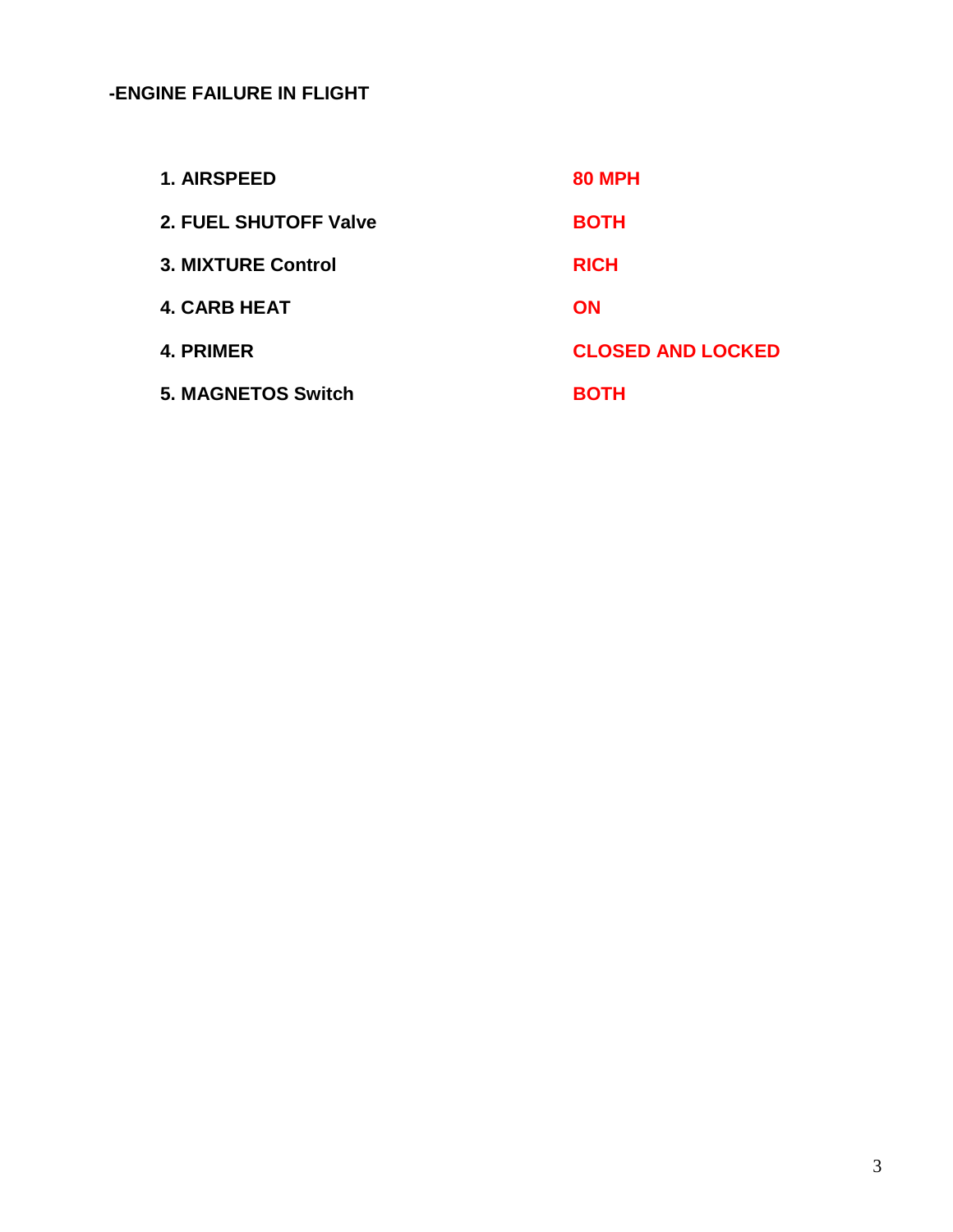**-ENGINE FAILURE IN FLIGHT**

| | |
|---|---|
| **1. AIRSPEED** | **80 MPH** |
| **2. FUEL SHUTOFF Valve** | **BOTH** |
| **3. MIXTURE Control** | **RICH** |
| **4. CARB HEAT** | **ON** |
| **4. PRIMER** | **CLOSED AND LOCKED** |
| **5. MAGNETOS Switch** | **BOTH** |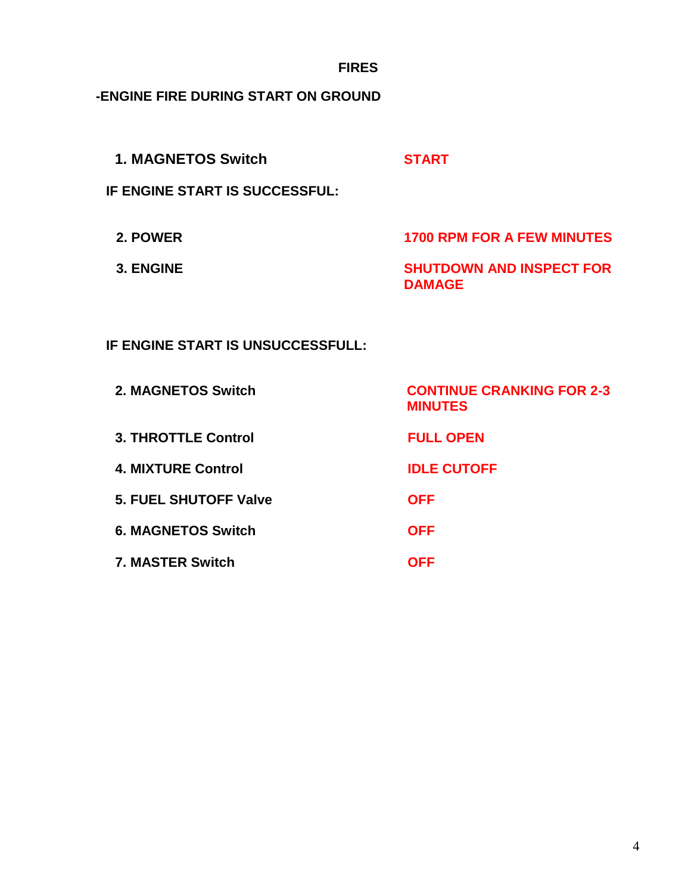## FIRES

### -ENGINE FIRE DURING START ON GROUND

1. **MAGNETOS Switch** — START

**IF ENGINE START IS SUCCESSFUL:**

2. **POWER** — 1700 RPM FOR A FEW MINUTES
3. **ENGINE** — SHUTDOWN AND INSPECT FOR DAMAGE

**IF ENGINE START IS UNSUCCESSFULL:**

2. **MAGNETOS Switch** — CONTINUE CRANKING FOR 2-3 MINUTES
3. **THROTTLE Control** — FULL OPEN
4. **MIXTURE Control** — IDLE CUTOFF
5. **FUEL SHUTOFF Valve** — OFF
6. **MAGNETOS Switch** — OFF
7. **MASTER Switch** — OFF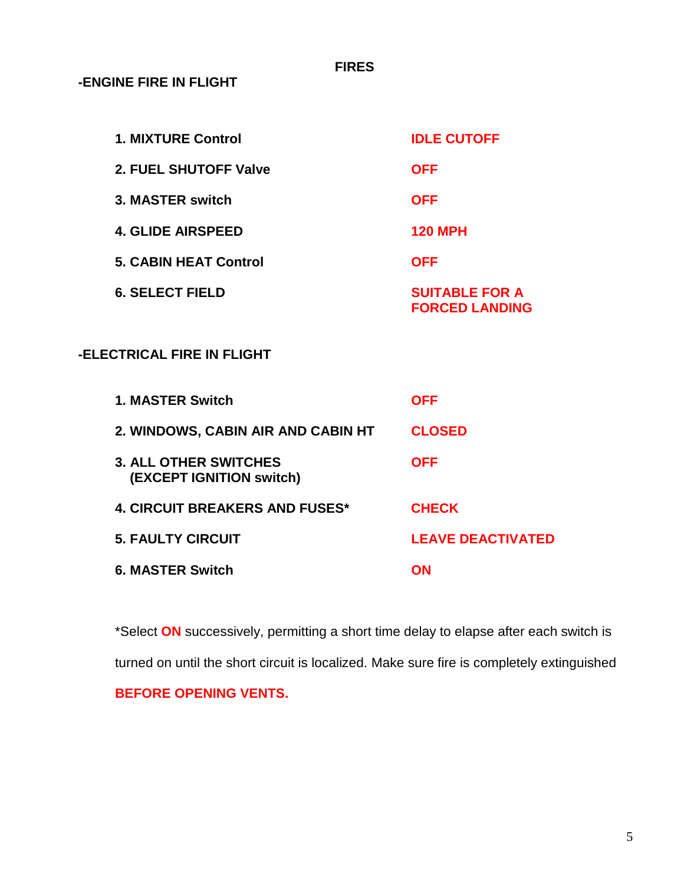# FIRES

## -ENGINE FIRE IN FLIGHT

| | |
|---|---|
| 1. MIXTURE Control | IDLE CUTOFF |
| 2. FUEL SHUTOFF Valve | OFF |
| 3. MASTER switch | OFF |
| 4. GLIDE AIRSPEED | 120 MPH |
| 5. CABIN HEAT Control | OFF |
| 6. SELECT FIELD | SUITABLE FOR A FORCED LANDING |

## -ELECTRICAL FIRE IN FLIGHT

| | |
|---|---|
| 1. MASTER Switch | OFF |
| 2. WINDOWS, CABIN AIR AND CABIN HT | CLOSED |
| 3. ALL OTHER SWITCHES (EXCEPT IGNITION switch) | OFF |
| 4. CIRCUIT BREAKERS AND FUSES* | CHECK |
| 5. FAULTY CIRCUIT | LEAVE DEACTIVATED |
| 6. MASTER Switch | ON |

*Select **ON** successively, permitting a short time delay to elapse after each switch is turned on until the short circuit is localized. Make sure fire is completely extinguished **BEFORE OPENING VENTS.**